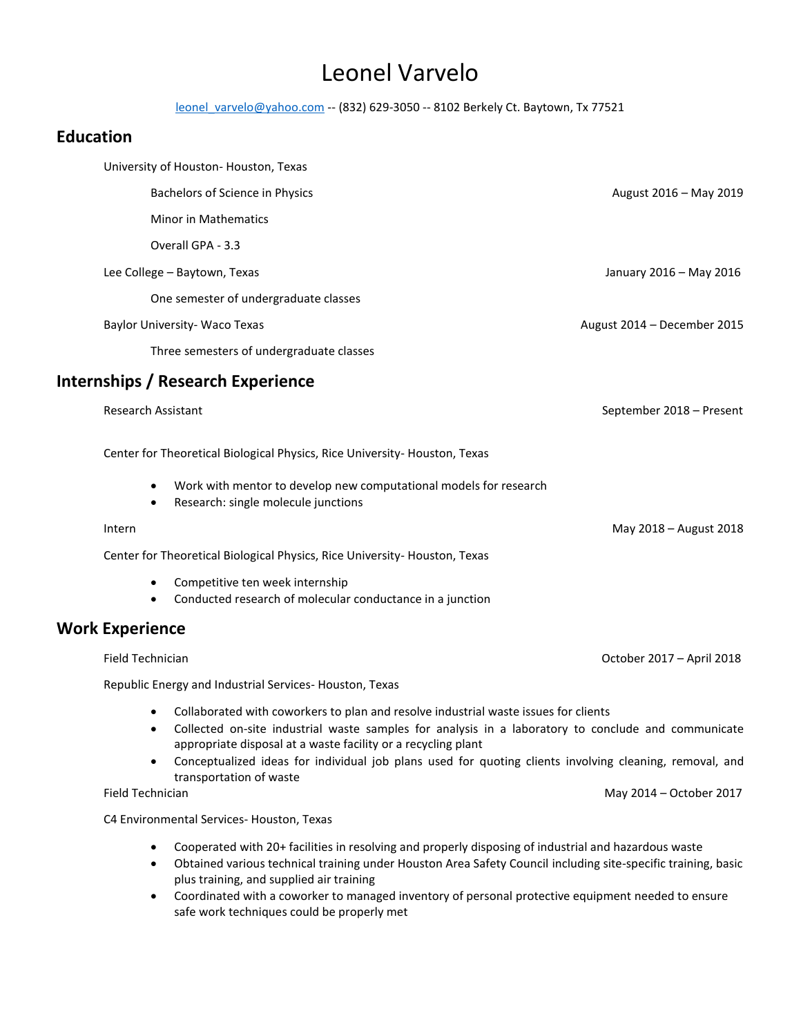# Leonel Varvelo

leonel_varvelo@yahoo.com -- (832) 629-3050 -- 8102 Berkely Ct. Baytown, Tx 77521

## Education

University of Houston- Houston, Texas

Bachelors of Science in Physics — August 2016 – May 2019

Minor in Mathematics

Overall GPA - 3.3

Lee College – Baytown, Texas — January 2016 – May 2016

One semester of undergraduate classes

Baylor University- Waco Texas — August 2014 – December 2015

Three semesters of undergraduate classes

## Internships / Research Experience

Research Assistant — September 2018 – Present

Center for Theoretical Biological Physics, Rice University- Houston, Texas

- Work with mentor to develop new computational models for research
- Research: single molecule junctions

Intern — May 2018 – August 2018

Center for Theoretical Biological Physics, Rice University- Houston, Texas

- Competitive ten week internship
- Conducted research of molecular conductance in a junction

## Work Experience

Field Technician — October 2017 – April 2018

Republic Energy and Industrial Services- Houston, Texas

- Collaborated with coworkers to plan and resolve industrial waste issues for clients
- Collected on-site industrial waste samples for analysis in a laboratory to conclude and communicate appropriate disposal at a waste facility or a recycling plant
- Conceptualized ideas for individual job plans used for quoting clients involving cleaning, removal, and transportation of waste

Field Technician — May 2014 – October 2017

C4 Environmental Services- Houston, Texas

- Cooperated with 20+ facilities in resolving and properly disposing of industrial and hazardous waste
- Obtained various technical training under Houston Area Safety Council including site-specific training, basic plus training, and supplied air training
- Coordinated with a coworker to managed inventory of personal protective equipment needed to ensure safe work techniques could be properly met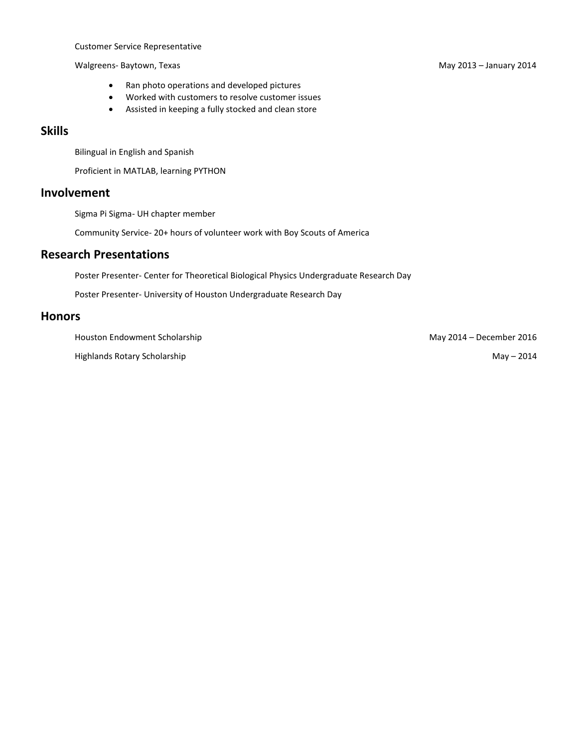Customer Service Representative

Walgreens- Baytown, Texas May 2013 – January 2014

- Ran photo operations and developed pictures
- Worked with customers to resolve customer issues
- Assisted in keeping a fully stocked and clean store

## Skills

Bilingual in English and Spanish

Proficient in MATLAB, learning PYTHON

## Involvement

Sigma Pi Sigma- UH chapter member

Community Service- 20+ hours of volunteer work with Boy Scouts of America

## Research Presentations

Poster Presenter- Center for Theoretical Biological Physics Undergraduate Research Day

Poster Presenter- University of Houston Undergraduate Research Day

## Honors

Houston Endowment Scholarship May 2014 – December 2016

Highlands Rotary Scholarship May – 2014